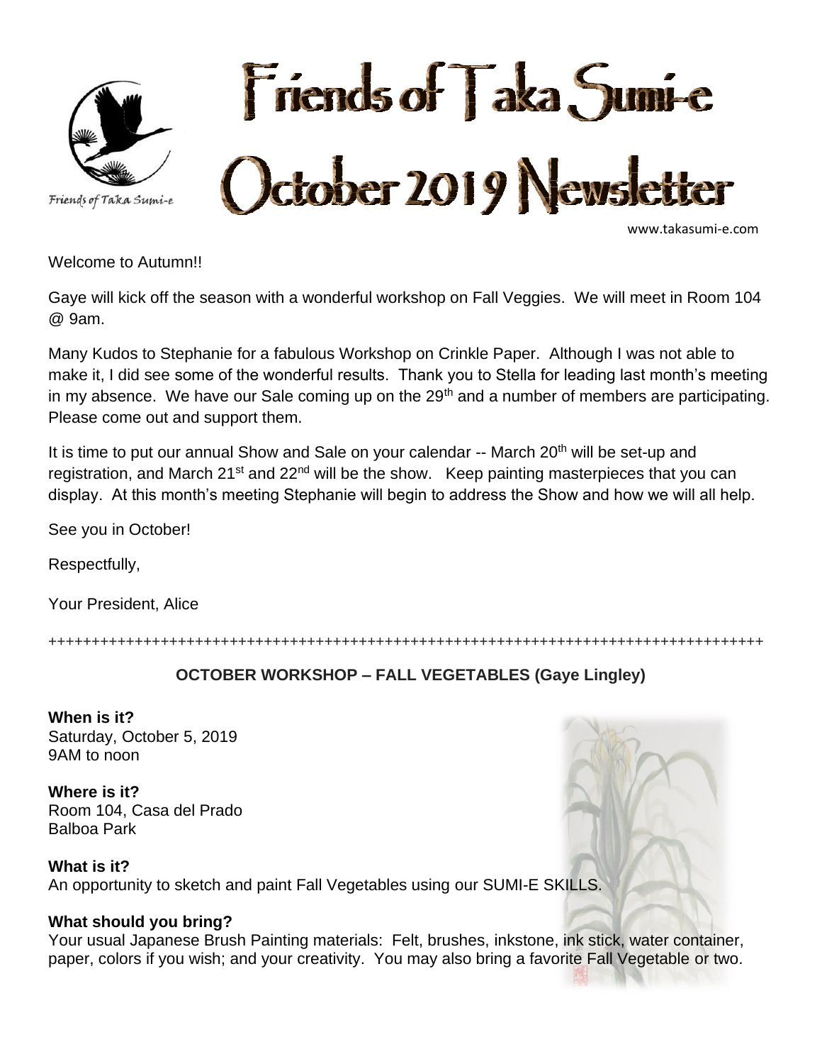# Friends of Taka Sumi-e October 2019 Newsletter

Friends of Taka Sumi-e

www.takasumi-e.com

Welcome to Autumn!!

Gaye will kick off the season with a wonderful workshop on Fall Veggies. We will meet in Room 104 @ 9am.

Many Kudos to Stephanie for a fabulous Workshop on Crinkle Paper. Although I was not able to make it, I did see some of the wonderful results. Thank you to Stella for leading last month's meeting in my absence. We have our Sale coming up on the 29th and a number of members are participating. Please come out and support them.

It is time to put our annual Show and Sale on your calendar -- March 20th will be set-up and registration, and March 21st and 22nd will be the show. Keep painting masterpieces that you can display. At this month's meeting Stephanie will begin to address the Show and how we will all help.

See you in October!

Respectfully,

Your President, Alice

++++++++++++++++++++++++++++++++++++++++++++++++++++++++++++++++++++++++++++++++++++++++++++

## OCTOBER WORKSHOP – FALL VEGETABLES (Gaye Lingley)

**When is it?**
Saturday, October 5, 2019
9AM to noon

**Where is it?**
Room 104, Casa del Prado
Balboa Park

**What is it?**
An opportunity to sketch and paint Fall Vegetables using our SUMI-E SKILLS.

**What should you bring?**
Your usual Japanese Brush Painting materials: Felt, brushes, inkstone, ink stick, water container, paper, colors if you wish; and your creativity. You may also bring a favorite Fall Vegetable or two.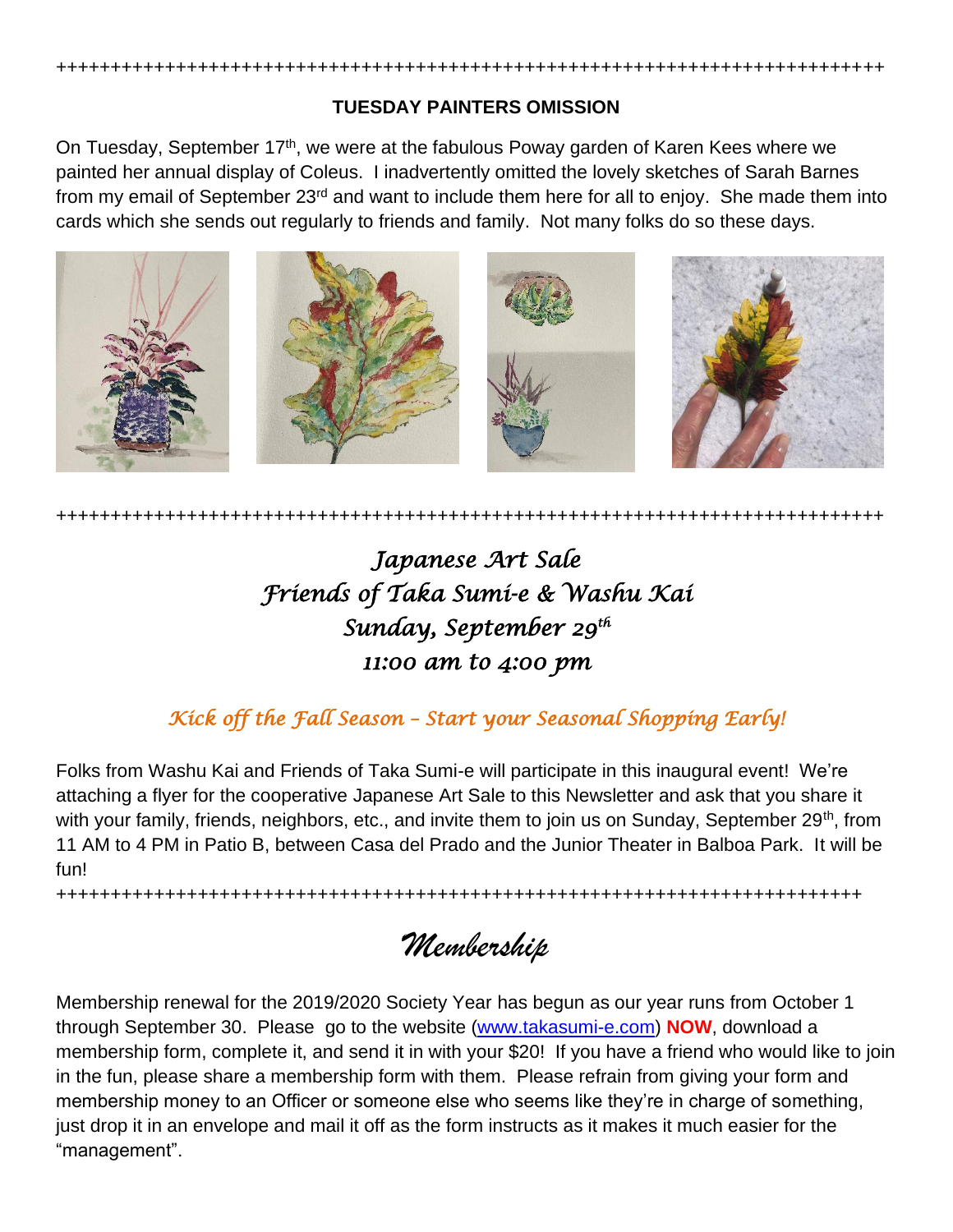++++++++++++++++++++++++++++++++++++++++++++++++++++++++++++++++++++++++++++

### TUESDAY PAINTERS OMISSION

On Tuesday, September 17th, we were at the fabulous Poway garden of Karen Kees where we painted her annual display of Coleus. I inadvertently omitted the lovely sketches of Sarah Barnes from my email of September 23rd and want to include them here for all to enjoy. She made them into cards which she sends out regularly to friends and family. Not many folks do so these days.

++++++++++++++++++++++++++++++++++++++++++++++++++++++++++++++++++++++++++++

## *Japanese Art Sale*
## *Friends of Taka Sumi-e & Washu Kai*
## *Sunday, September 29th*
## *11:00 am to 4:00 pm*

### *Kick off the Fall Season – Start your Seasonal Shopping Early!*

Folks from Washu Kai and Friends of Taka Sumi-e will participate in this inaugural event! We're attaching a flyer for the cooperative Japanese Art Sale to this Newsletter and ask that you share it with your family, friends, neighbors, etc., and invite them to join us on Sunday, September 29th, from 11 AM to 4 PM in Patio B, between Casa del Prado and the Junior Theater in Balboa Park. It will be fun!

++++++++++++++++++++++++++++++++++++++++++++++++++++++++++++++++++++++++++++

## *Membership*

Membership renewal for the 2019/2020 Society Year has begun as our year runs from October 1 through September 30. Please go to the website (www.takasumi-e.com) **NOW**, download a membership form, complete it, and send it in with your $20! If you have a friend who would like to join in the fun, please share a membership form with them. Please refrain from giving your form and membership money to an Officer or someone else who seems like they're in charge of something, just drop it in an envelope and mail it off as the form instructs as it makes it much easier for the "management".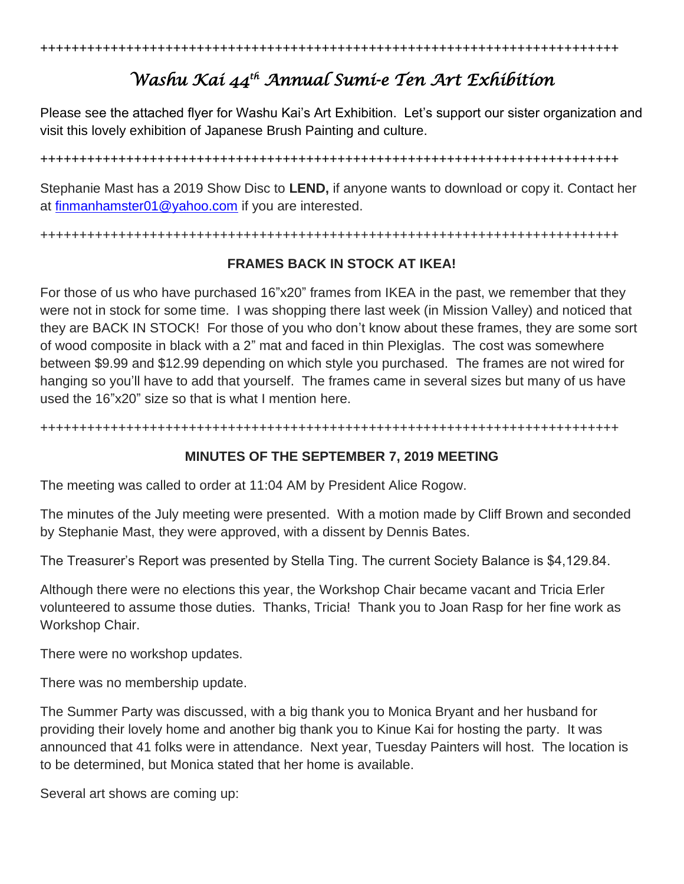++++++++++++++++++++++++++++++++++++++++++++++++++++++++++++++++++++++++++++

## *Washu Kai 44th Annual Sumi-e Ten Art Exhibition*

Please see the attached flyer for Washu Kai's Art Exhibition. Let's support our sister organization and visit this lovely exhibition of Japanese Brush Painting and culture.

++++++++++++++++++++++++++++++++++++++++++++++++++++++++++++++++++++++++++++

Stephanie Mast has a 2019 Show Disc to **LEND,** if anyone wants to download or copy it. Contact her at finmanhamster01@yahoo.com if you are interested.

++++++++++++++++++++++++++++++++++++++++++++++++++++++++++++++++++++++++++++

### FRAMES BACK IN STOCK AT IKEA!

For those of us who have purchased 16"x20" frames from IKEA in the past, we remember that they were not in stock for some time. I was shopping there last week (in Mission Valley) and noticed that they are BACK IN STOCK! For those of you who don't know about these frames, they are some sort of wood composite in black with a 2" mat and faced in thin Plexiglas. The cost was somewhere between $9.99 and $12.99 depending on which style you purchased. The frames are not wired for hanging so you'll have to add that yourself. The frames came in several sizes but many of us have used the 16"x20" size so that is what I mention here.

++++++++++++++++++++++++++++++++++++++++++++++++++++++++++++++++++++++++++++

### MINUTES OF THE SEPTEMBER 7, 2019 MEETING

The meeting was called to order at 11:04 AM by President Alice Rogow.

The minutes of the July meeting were presented. With a motion made by Cliff Brown and seconded by Stephanie Mast, they were approved, with a dissent by Dennis Bates.

The Treasurer's Report was presented by Stella Ting. The current Society Balance is $4,129.84.

Although there were no elections this year, the Workshop Chair became vacant and Tricia Erler volunteered to assume those duties. Thanks, Tricia! Thank you to Joan Rasp for her fine work as Workshop Chair.

There were no workshop updates.

There was no membership update.

The Summer Party was discussed, with a big thank you to Monica Bryant and her husband for providing their lovely home and another big thank you to Kinue Kai for hosting the party. It was announced that 41 folks were in attendance. Next year, Tuesday Painters will host. The location is to be determined, but Monica stated that her home is available.

Several art shows are coming up: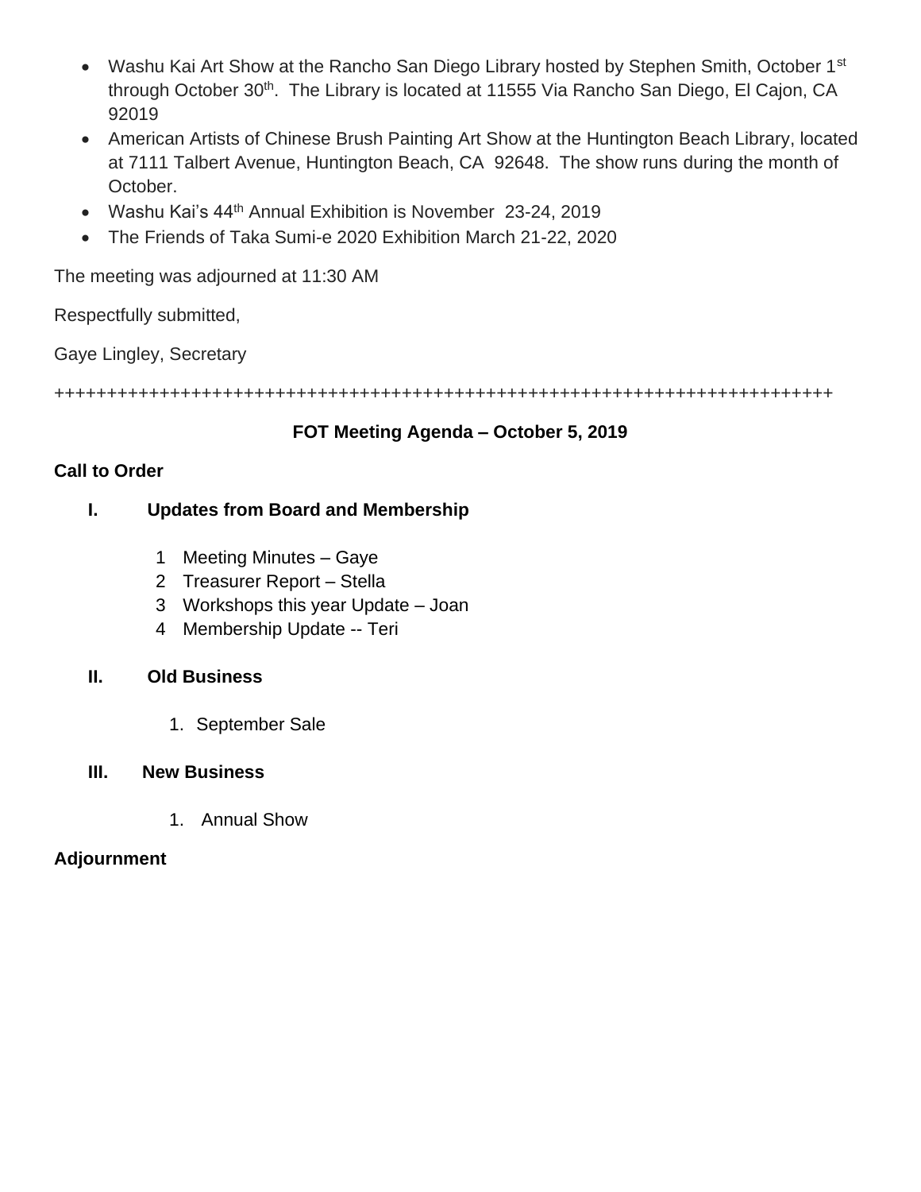- Washu Kai Art Show at the Rancho San Diego Library hosted by Stephen Smith, October 1st through October 30th. The Library is located at 11555 Via Rancho San Diego, El Cajon, CA 92019
- American Artists of Chinese Brush Painting Art Show at the Huntington Beach Library, located at 7111 Talbert Avenue, Huntington Beach, CA 92648. The show runs during the month of October.
- Washu Kai's 44th Annual Exhibition is November 23-24, 2019
- The Friends of Taka Sumi-e 2020 Exhibition March 21-22, 2020

The meeting was adjourned at 11:30 AM

Respectfully submitted,

Gaye Lingley, Secretary

++++++++++++++++++++++++++++++++++++++++++++++++++++++++++++++++++++++++++++

**FOT Meeting Agenda – October 5, 2019**

**Call to Order**

**I. Updates from Board and Membership**

1. Meeting Minutes – Gaye
2. Treasurer Report – Stella
3. Workshops this year Update – Joan
4. Membership Update -- Teri

**II. Old Business**

1. September Sale

**III. New Business**

1. Annual Show

**Adjournment**